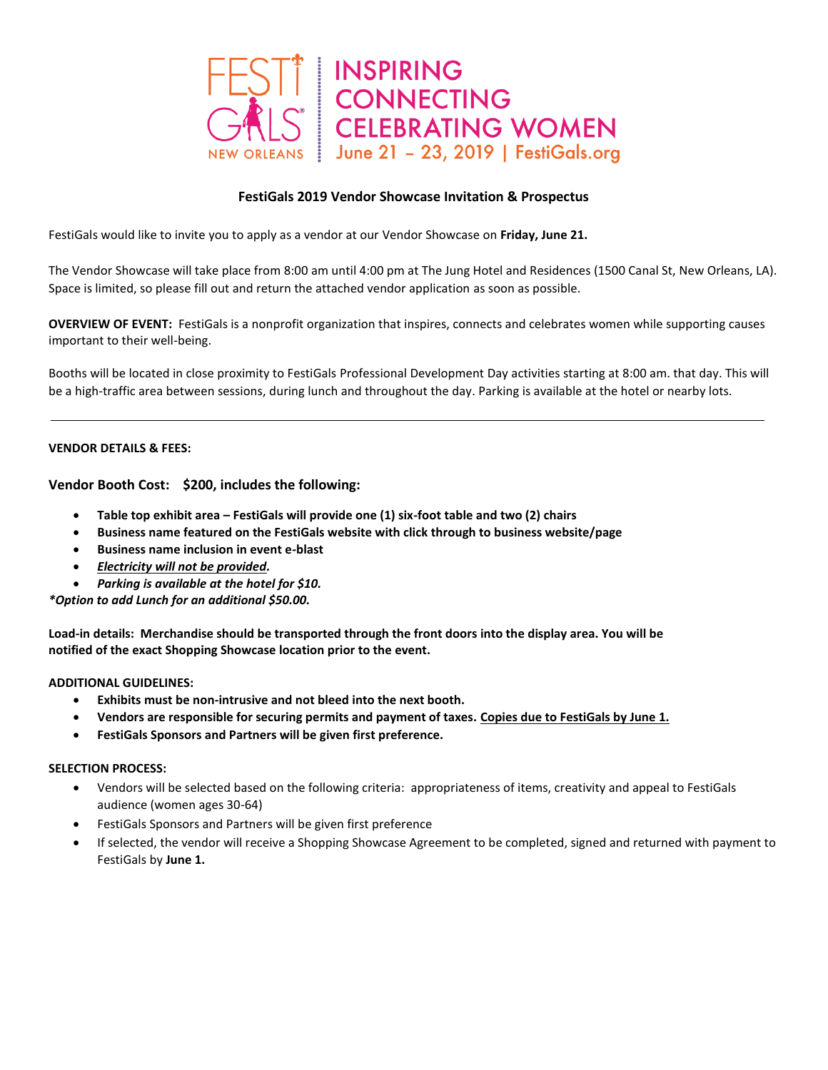FESTI GALS NEW ORLEANS | INSPIRING CONNECTING CELEBRATING WOMEN June 21 – 23, 2019 | FestiGals.org

## FestiGals 2019 Vendor Showcase Invitation & Prospectus

FestiGals would like to invite you to apply as a vendor at our Vendor Showcase on **Friday, June 21.**

The Vendor Showcase will take place from 8:00 am until 4:00 pm at The Jung Hotel and Residences (1500 Canal St, New Orleans, LA). Space is limited, so please fill out and return the attached vendor application as soon as possible.

**OVERVIEW OF EVENT:** FestiGals is a nonprofit organization that inspires, connects and celebrates women while supporting causes important to their well-being.

Booths will be located in close proximity to FestiGals Professional Development Day activities starting at 8:00 am. that day. This will be a high-traffic area between sessions, during lunch and throughout the day. Parking is available at the hotel or nearby lots.

---

**VENDOR DETAILS & FEES:**

**Vendor Booth Cost: $200, includes the following:**

- **Table top exhibit area – FestiGals will provide one (1) six-foot table and two (2) chairs**
- **Business name featured on the FestiGals website with click through to business website/page**
- **Business name inclusion in event e-blast**
- ***Electricity will not be provided.***
- ***Parking is available at the hotel for $10.***

***\*Option to add Lunch for an additional $50.00.***

**Load-in details: Merchandise should be transported through the front doors into the display area. You will be notified of the exact Shopping Showcase location prior to the event.**

**ADDITIONAL GUIDELINES:**

- **Exhibits must be non-intrusive and not bleed into the next booth.**
- **Vendors are responsible for securing permits and payment of taxes. Copies due to FestiGals by June 1.**
- **FestiGals Sponsors and Partners will be given first preference.**

**SELECTION PROCESS:**

- Vendors will be selected based on the following criteria: appropriateness of items, creativity and appeal to FestiGals audience (women ages 30-64)
- FestiGals Sponsors and Partners will be given first preference
- If selected, the vendor will receive a Shopping Showcase Agreement to be completed, signed and returned with payment to FestiGals by **June 1.**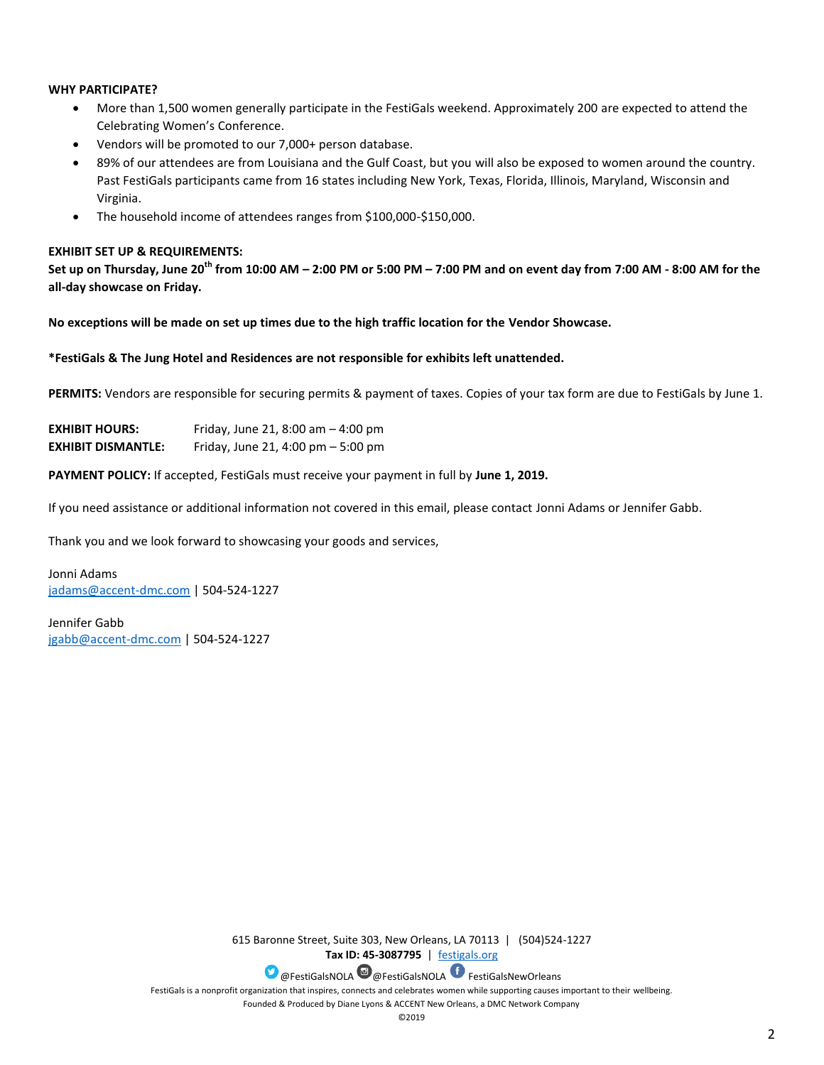**WHY PARTICIPATE?**

- More than 1,500 women generally participate in the FestiGals weekend. Approximately 200 are expected to attend the Celebrating Women's Conference.
- Vendors will be promoted to our 7,000+ person database.
- 89% of our attendees are from Louisiana and the Gulf Coast, but you will also be exposed to women around the country. Past FestiGals participants came from 16 states including New York, Texas, Florida, Illinois, Maryland, Wisconsin and Virginia.
- The household income of attendees ranges from $100,000-$150,000.

**EXHIBIT SET UP & REQUIREMENTS:**

**Set up on Thursday, June 20th from 10:00 AM – 2:00 PM or 5:00 PM – 7:00 PM and on event day from 7:00 AM - 8:00 AM for the all-day showcase on Friday.**

**No exceptions will be made on set up times due to the high traffic location for the Vendor Showcase.**

***FestiGals & The Jung Hotel and Residences are not responsible for exhibits left unattended.**

**PERMITS:** Vendors are responsible for securing permits & payment of taxes. Copies of your tax form are due to FestiGals by June 1.

**EXHIBIT HOURS:** Friday, June 21, 8:00 am – 4:00 pm
**EXHIBIT DISMANTLE:** Friday, June 21, 4:00 pm – 5:00 pm

**PAYMENT POLICY:** If accepted, FestiGals must receive your payment in full by **June 1, 2019.**

If you need assistance or additional information not covered in this email, please contact Jonni Adams or Jennifer Gabb.

Thank you and we look forward to showcasing your goods and services,

Jonni Adams
jadams@accent-dmc.com | 504-524-1227

Jennifer Gabb
jgabb@accent-dmc.com | 504-524-1227

615 Baronne Street, Suite 303, New Orleans, LA 70113 | (504)524-1227
**Tax ID: 45-3087795** | festigals.org
@FestiGalsNOLA @FestiGalsNOLA FestiGalsNewOrleans
FestiGals is a nonprofit organization that inspires, connects and celebrates women while supporting causes important to their wellbeing.
Founded & Produced by Diane Lyons & ACCENT New Orleans, a DMC Network Company
©2019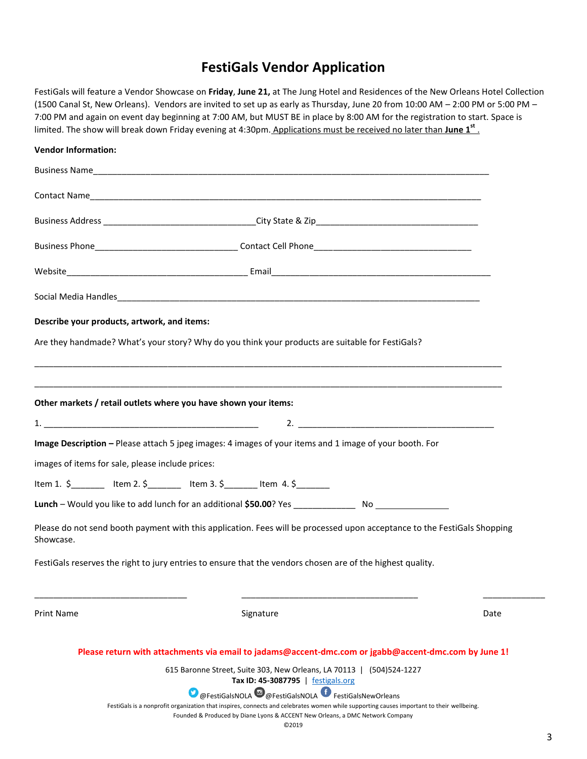# FestiGals Vendor Application

FestiGals will feature a Vendor Showcase on **Friday**, **June 21,** at The Jung Hotel and Residences of the New Orleans Hotel Collection (1500 Canal St, New Orleans). Vendors are invited to set up as early as Thursday, June 20 from 10:00 AM – 2:00 PM or 5:00 PM – 7:00 PM and again on event day beginning at 7:00 AM, but MUST BE in place by 8:00 AM for the registration to start. Space is limited. The show will break down Friday evening at 4:30pm. <u>Applications must be received no later than **June 1st**.</u>

**Vendor Information:**

Business Name______________________________________________________________________________

Contact Name______________________________________________________________________________

Business Address ________________________________City State & Zip__________________________________

Business Phone______________________________ Contact Cell Phone__________________________________

Website______________________________________ Email______________________________________________

Social Media Handles_____________________________________________________________________________

**Describe your products, artwork, and items:**

Are they handmade? What's your story? Why do you think your products are suitable for FestiGals?

___________________________________________________________________________________________________

___________________________________________________________________________________________________

**Other markets / retail outlets where you have shown your items:**

1. _____________________________________________ 2. __________________________________________

**Image Description –** Please attach 5 jpeg images: 4 images of your items and 1 image of your booth. For images of items for sale, please include prices:

Item 1. $_______ Item 2. $_______ Item 3. $_______ Item 4. $_______

**Lunch** – Would you like to add lunch for an additional **$50.00**? Yes _____________ No _______________

Please do not send booth payment with this application. Fees will be processed upon acceptance to the FestiGals Shopping Showcase.

FestiGals reserves the right to jury entries to ensure that the vendors chosen are of the highest quality.

________________________________ ______________________________________ _____________

Print Name Signature Date

**Please return with attachments via email to jadams@accent-dmc.com or jgabb@accent-dmc.com by June 1!**

615 Baronne Street, Suite 303, New Orleans, LA 70113 | (504)524-1227

**Tax ID: 45-3087795** | festigals.org

@FestiGalsNOLA @FestiGalsNOLA FestiGalsNewOrleans

FestiGals is a nonprofit organization that inspires, connects and celebrates women while supporting causes important to their wellbeing.

Founded & Produced by Diane Lyons & ACCENT New Orleans, a DMC Network Company

©2019